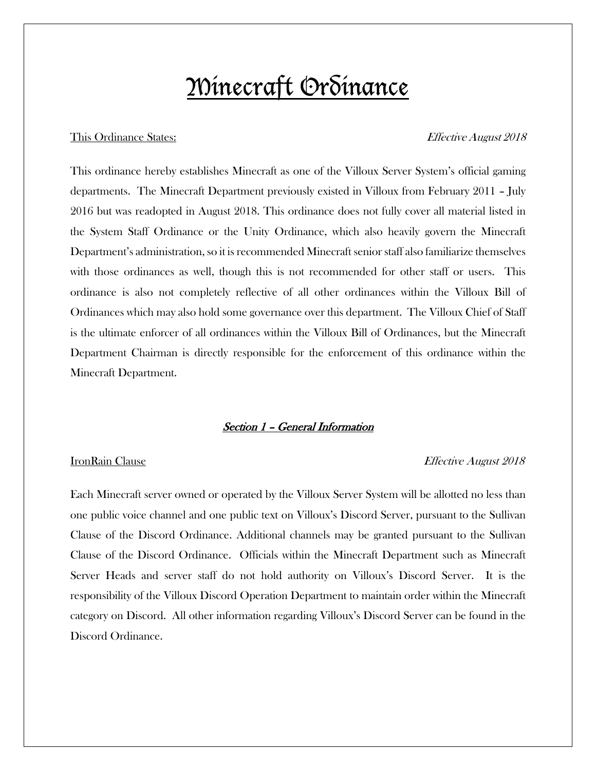# Minecraft Ordinance

This Ordinance States: *Effective August 2018*

This ordinance hereby establishes Minecraft as one of the Villoux Server System's official gaming departments. The Minecraft Department previously existed in Villoux from February 2011 – July 2016 but was readopted in August 2018. This ordinance does not fully cover all material listed in the System Staff Ordinance or the Unity Ordinance, which also heavily govern the Minecraft Department's administration, so it is recommended Minecraft senior staff also familiarize themselves with those ordinances as well, though this is not recommended for other staff or users. This ordinance is also not completely reflective of all other ordinances within the Villoux Bill of Ordinances which may also hold some governance over this department. The Villoux Chief of Staff is the ultimate enforcer of all ordinances within the Villoux Bill of Ordinances, but the Minecraft Department Chairman is directly responsible for the enforcement of this ordinance within the Minecraft Department.

## *Section 1 – General Information*

IronRain Clause *Effective August 2018*

Each Minecraft server owned or operated by the Villoux Server System will be allotted no less than one public voice channel and one public text on Villoux's Discord Server, pursuant to the Sullivan Clause of the Discord Ordinance. Additional channels may be granted pursuant to the Sullivan Clause of the Discord Ordinance. Officials within the Minecraft Department such as Minecraft Server Heads and server staff do not hold authority on Villoux's Discord Server. It is the responsibility of the Villoux Discord Operation Department to maintain order within the Minecraft category on Discord. All other information regarding Villoux's Discord Server can be found in the Discord Ordinance.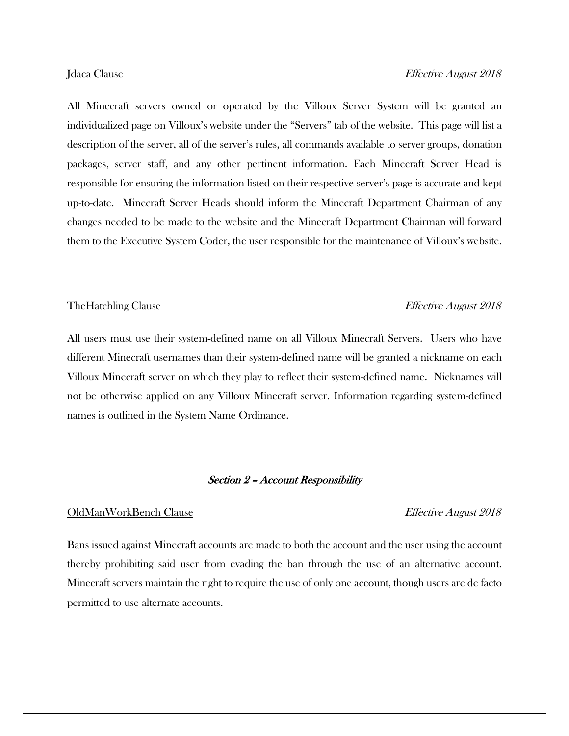<u>Jdaca Clause</u> *Effective August 2018*

All Minecraft servers owned or operated by the Villoux Server System will be granted an individualized page on Villoux's website under the "Servers" tab of the website. This page will list a description of the server, all of the server's rules, all commands available to server groups, donation packages, server staff, and any other pertinent information. Each Minecraft Server Head is responsible for ensuring the information listed on their respective server's page is accurate and kept up-to-date. Minecraft Server Heads should inform the Minecraft Department Chairman of any changes needed to be made to the website and the Minecraft Department Chairman will forward them to the Executive System Coder, the user responsible for the maintenance of Villoux's website.

<u>TheHatchling Clause</u> *Effective August 2018*

All users must use their system-defined name on all Villoux Minecraft Servers. Users who have different Minecraft usernames than their system-defined name will be granted a nickname on each Villoux Minecraft server on which they play to reflect their system-defined name. Nicknames will not be otherwise applied on any Villoux Minecraft server. Information regarding system-defined names is outlined in the System Name Ordinance.

## *<u>Section 2 – Account Responsibility</u>*

<u>OldManWorkBench Clause</u> *Effective August 2018*

Bans issued against Minecraft accounts are made to both the account and the user using the account thereby prohibiting said user from evading the ban through the use of an alternative account. Minecraft servers maintain the right to require the use of only one account, though users are de facto permitted to use alternate accounts.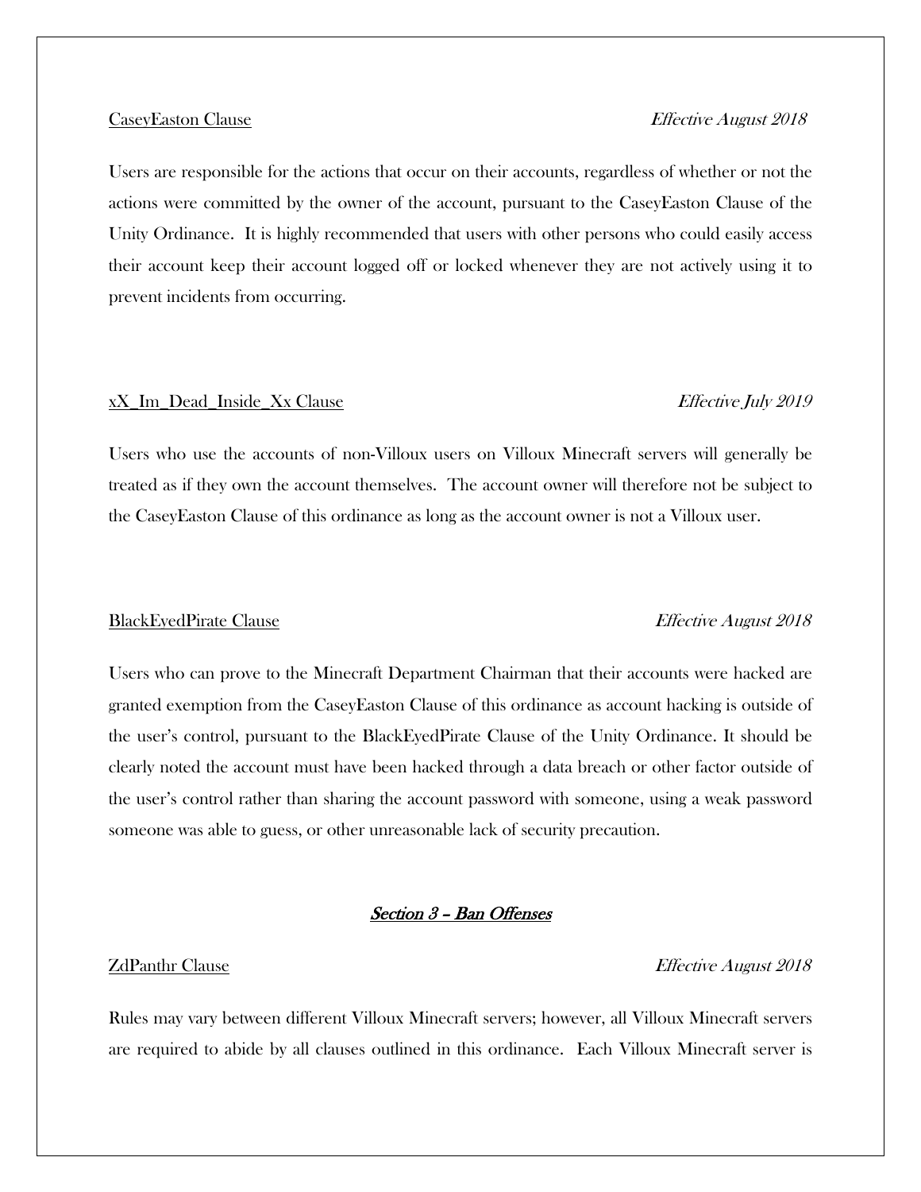CaseyEaston Clause *Effective August 2018*

Users are responsible for the actions that occur on their accounts, regardless of whether or not the actions were committed by the owner of the account, pursuant to the CaseyEaston Clause of the Unity Ordinance. It is highly recommended that users with other persons who could easily access their account keep their account logged off or locked whenever they are not actively using it to prevent incidents from occurring.

xX_Im_Dead_Inside_Xx Clause *Effective July 2019*

Users who use the accounts of non-Villoux users on Villoux Minecraft servers will generally be treated as if they own the account themselves. The account owner will therefore not be subject to the CaseyEaston Clause of this ordinance as long as the account owner is not a Villoux user.

BlackEyedPirate Clause *Effective August 2018*

Users who can prove to the Minecraft Department Chairman that their accounts were hacked are granted exemption from the CaseyEaston Clause of this ordinance as account hacking is outside of the user's control, pursuant to the BlackEyedPirate Clause of the Unity Ordinance. It should be clearly noted the account must have been hacked through a data breach or other factor outside of the user's control rather than sharing the account password with someone, using a weak password someone was able to guess, or other unreasonable lack of security precaution.

## *Section 3 – Ban Offenses*

ZdPanthr Clause *Effective August 2018*

Rules may vary between different Villoux Minecraft servers; however, all Villoux Minecraft servers are required to abide by all clauses outlined in this ordinance. Each Villoux Minecraft server is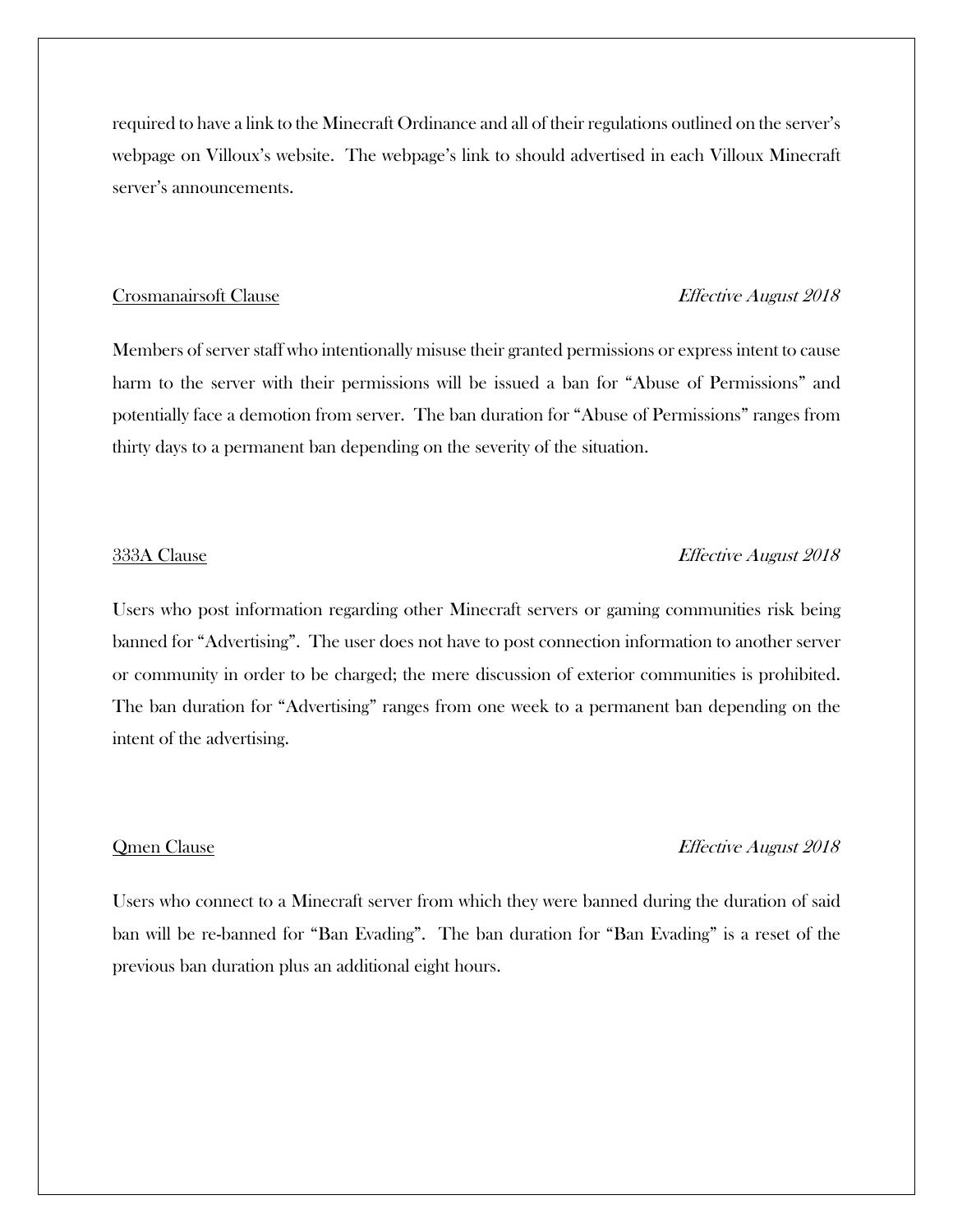required to have a link to the Minecraft Ordinance and all of their regulations outlined on the server's webpage on Villoux's website. The webpage's link to should advertised in each Villoux Minecraft server's announcements.

<u>Crosmanairsoft Clause</u> *Effective August 2018*

Members of server staff who intentionally misuse their granted permissions or express intent to cause harm to the server with their permissions will be issued a ban for "Abuse of Permissions" and potentially face a demotion from server. The ban duration for "Abuse of Permissions" ranges from thirty days to a permanent ban depending on the severity of the situation.

<u>333A Clause</u> *Effective August 2018*

Users who post information regarding other Minecraft servers or gaming communities risk being banned for "Advertising". The user does not have to post connection information to another server or community in order to be charged; the mere discussion of exterior communities is prohibited. The ban duration for "Advertising" ranges from one week to a permanent ban depending on the intent of the advertising.

<u>Qmen Clause</u> *Effective August 2018*

Users who connect to a Minecraft server from which they were banned during the duration of said ban will be re-banned for "Ban Evading". The ban duration for "Ban Evading" is a reset of the previous ban duration plus an additional eight hours.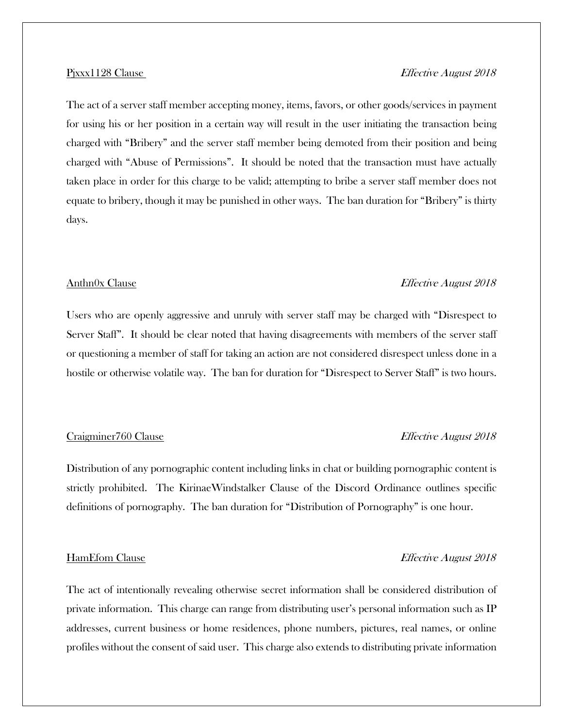<u>Pjxxx1128 Clause</u> *Effective August 2018*

The act of a server staff member accepting money, items, favors, or other goods/services in payment for using his or her position in a certain way will result in the user initiating the transaction being charged with "Bribery" and the server staff member being demoted from their position and being charged with "Abuse of Permissions". It should be noted that the transaction must have actually taken place in order for this charge to be valid; attempting to bribe a server staff member does not equate to bribery, though it may be punished in other ways. The ban duration for "Bribery" is thirty days.

<u>Anthn0x Clause</u> *Effective August 2018*

Users who are openly aggressive and unruly with server staff may be charged with "Disrespect to Server Staff". It should be clear noted that having disagreements with members of the server staff or questioning a member of staff for taking an action are not considered disrespect unless done in a hostile or otherwise volatile way. The ban for duration for "Disrespect to Server Staff" is two hours.

<u>Craigminer760 Clause</u> *Effective August 2018*

Distribution of any pornographic content including links in chat or building pornographic content is strictly prohibited. The KirinaeWindstalker Clause of the Discord Ordinance outlines specific definitions of pornography. The ban duration for "Distribution of Pornography" is one hour.

<u>HamEfom Clause</u> *Effective August 2018*

The act of intentionally revealing otherwise secret information shall be considered distribution of private information. This charge can range from distributing user's personal information such as IP addresses, current business or home residences, phone numbers, pictures, real names, or online profiles without the consent of said user. This charge also extends to distributing private information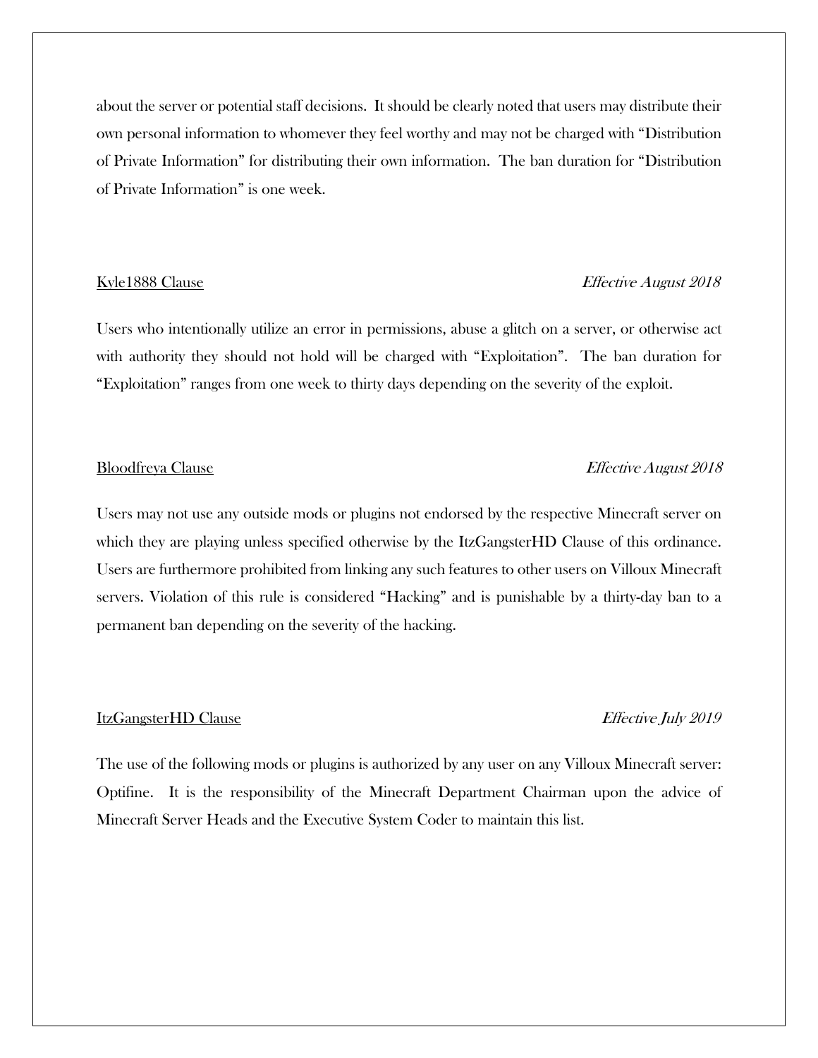about the server or potential staff decisions. It should be clearly noted that users may distribute their own personal information to whomever they feel worthy and may not be charged with "Distribution of Private Information" for distributing their own information. The ban duration for "Distribution of Private Information" is one week.

<u>Kyle1888 Clause</u> *Effective August 2018*

Users who intentionally utilize an error in permissions, abuse a glitch on a server, or otherwise act with authority they should not hold will be charged with "Exploitation". The ban duration for "Exploitation" ranges from one week to thirty days depending on the severity of the exploit.

<u>Bloodfreya Clause</u> *Effective August 2018*

Users may not use any outside mods or plugins not endorsed by the respective Minecraft server on which they are playing unless specified otherwise by the ItzGangsterHD Clause of this ordinance. Users are furthermore prohibited from linking any such features to other users on Villoux Minecraft servers. Violation of this rule is considered "Hacking" and is punishable by a thirty-day ban to a permanent ban depending on the severity of the hacking.

<u>ItzGangsterHD Clause</u> *Effective July 2019*

The use of the following mods or plugins is authorized by any user on any Villoux Minecraft server: Optifine. It is the responsibility of the Minecraft Department Chairman upon the advice of Minecraft Server Heads and the Executive System Coder to maintain this list.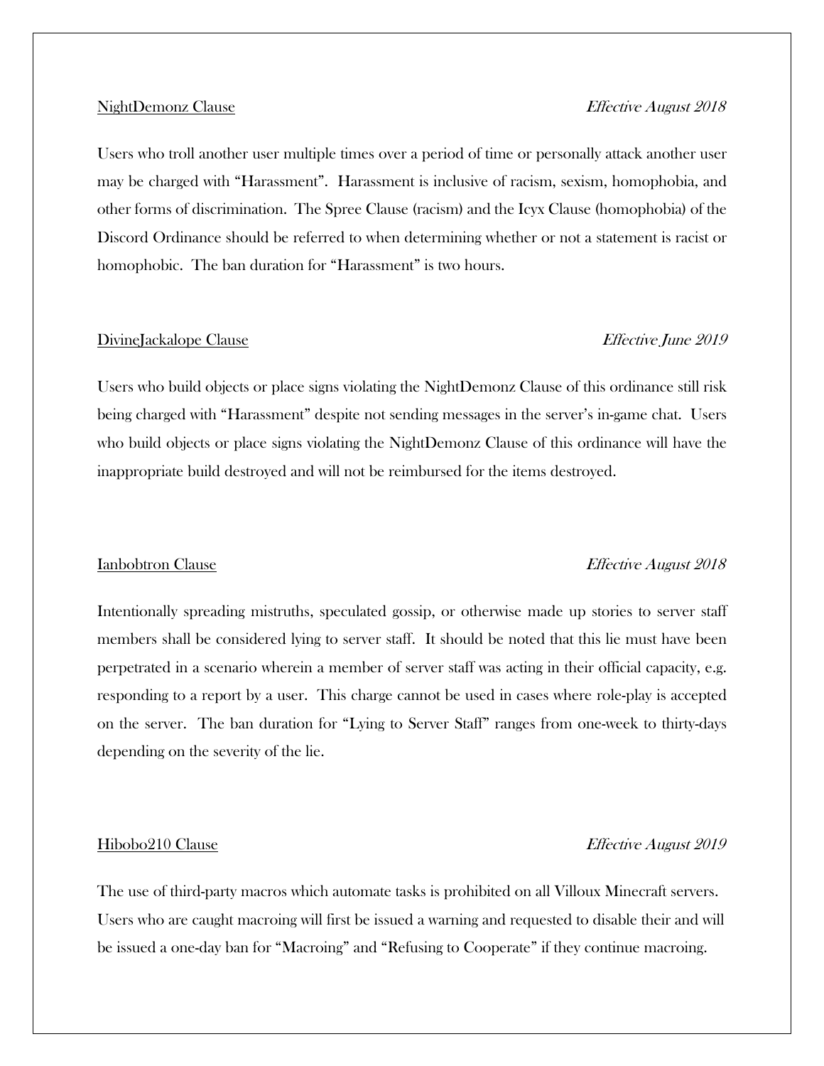<u>NightDemonz Clause</u> *Effective August 2018*

Users who troll another user multiple times over a period of time or personally attack another user may be charged with "Harassment". Harassment is inclusive of racism, sexism, homophobia, and other forms of discrimination. The Spree Clause (racism) and the Icyx Clause (homophobia) of the Discord Ordinance should be referred to when determining whether or not a statement is racist or homophobic. The ban duration for "Harassment" is two hours.

<u>DivineJackalope Clause</u> *Effective June 2019*

Users who build objects or place signs violating the NightDemonz Clause of this ordinance still risk being charged with "Harassment" despite not sending messages in the server's in-game chat. Users who build objects or place signs violating the NightDemonz Clause of this ordinance will have the inappropriate build destroyed and will not be reimbursed for the items destroyed.

<u>Ianbobtron Clause</u> *Effective August 2018*

Intentionally spreading mistruths, speculated gossip, or otherwise made up stories to server staff members shall be considered lying to server staff. It should be noted that this lie must have been perpetrated in a scenario wherein a member of server staff was acting in their official capacity, e.g. responding to a report by a user. This charge cannot be used in cases where role-play is accepted on the server. The ban duration for "Lying to Server Staff" ranges from one-week to thirty-days depending on the severity of the lie.

<u>Hibobo210 Clause</u> *Effective August 2019*

The use of third-party macros which automate tasks is prohibited on all Villoux Minecraft servers. Users who are caught macroing will first be issued a warning and requested to disable their and will be issued a one-day ban for "Macroing" and "Refusing to Cooperate" if they continue macroing.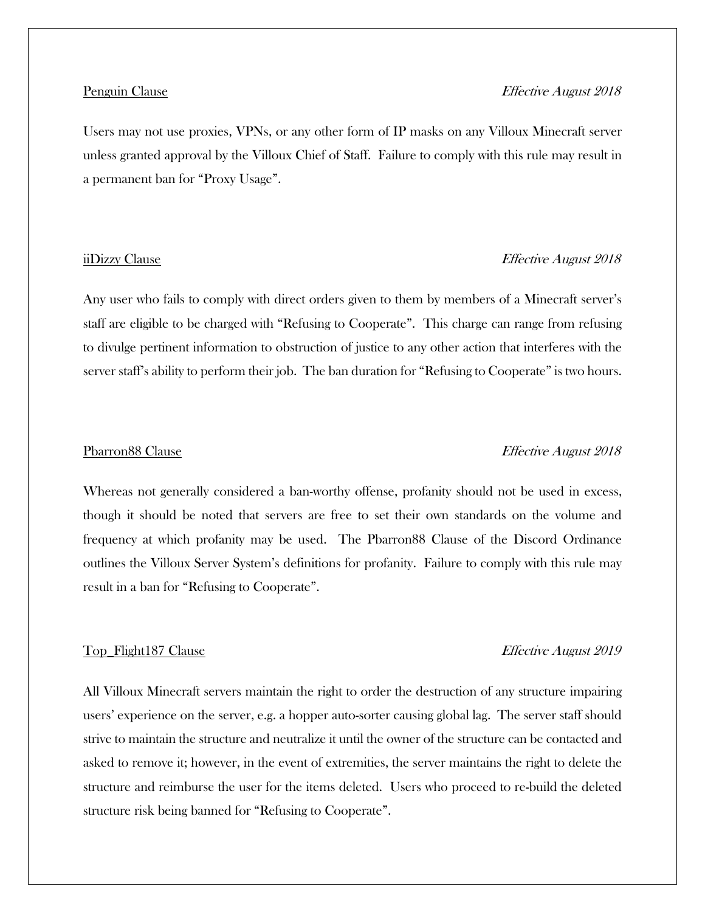<u>Penguin Clause</u> *Effective August 2018*

Users may not use proxies, VPNs, or any other form of IP masks on any Villoux Minecraft server unless granted approval by the Villoux Chief of Staff. Failure to comply with this rule may result in a permanent ban for "Proxy Usage".

<u>iiDizzy Clause</u> *Effective August 2018*

Any user who fails to comply with direct orders given to them by members of a Minecraft server's staff are eligible to be charged with "Refusing to Cooperate". This charge can range from refusing to divulge pertinent information to obstruction of justice to any other action that interferes with the server staff's ability to perform their job. The ban duration for "Refusing to Cooperate" is two hours.

<u>Pbarron88 Clause</u> *Effective August 2018*

Whereas not generally considered a ban-worthy offense, profanity should not be used in excess, though it should be noted that servers are free to set their own standards on the volume and frequency at which profanity may be used. The Pbarron88 Clause of the Discord Ordinance outlines the Villoux Server System's definitions for profanity. Failure to comply with this rule may result in a ban for "Refusing to Cooperate".

<u>Top_Flight187 Clause</u> *Effective August 2019*

All Villoux Minecraft servers maintain the right to order the destruction of any structure impairing users' experience on the server, e.g. a hopper auto-sorter causing global lag. The server staff should strive to maintain the structure and neutralize it until the owner of the structure can be contacted and asked to remove it; however, in the event of extremities, the server maintains the right to delete the structure and reimburse the user for the items deleted. Users who proceed to re-build the deleted structure risk being banned for "Refusing to Cooperate".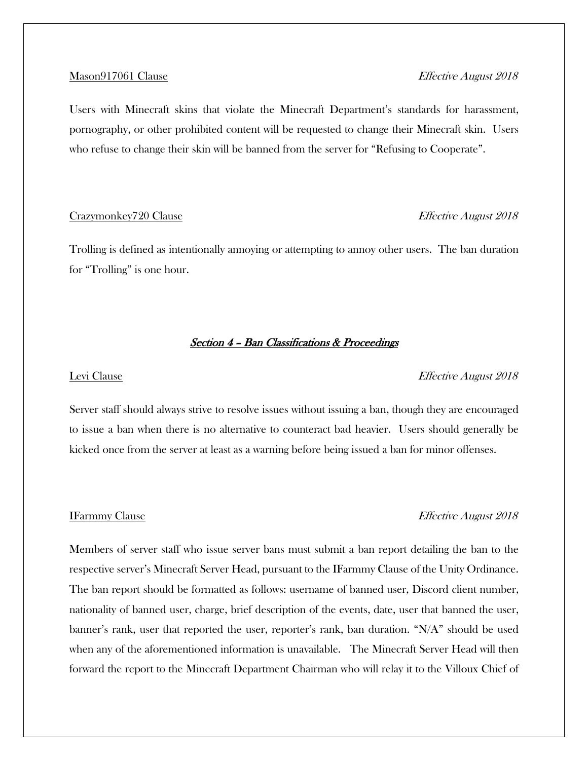Mason917061 Clause *Effective August 2018*

Users with Minecraft skins that violate the Minecraft Department's standards for harassment, pornography, or other prohibited content will be requested to change their Minecraft skin. Users who refuse to change their skin will be banned from the server for "Refusing to Cooperate".

Crazymonkey720 Clause *Effective August 2018*

Trolling is defined as intentionally annoying or attempting to annoy other users. The ban duration for "Trolling" is one hour.

## *Section 4 – Ban Classifications & Proceedings*

Levi Clause *Effective August 2018*

Server staff should always strive to resolve issues without issuing a ban, though they are encouraged to issue a ban when there is no alternative to counteract bad heavier. Users should generally be kicked once from the server at least as a warning before being issued a ban for minor offenses.

IFarmmy Clause *Effective August 2018*

Members of server staff who issue server bans must submit a ban report detailing the ban to the respective server's Minecraft Server Head, pursuant to the IFarmmy Clause of the Unity Ordinance. The ban report should be formatted as follows: username of banned user, Discord client number, nationality of banned user, charge, brief description of the events, date, user that banned the user, banner's rank, user that reported the user, reporter's rank, ban duration. "N/A" should be used when any of the aforementioned information is unavailable. The Minecraft Server Head will then forward the report to the Minecraft Department Chairman who will relay it to the Villoux Chief of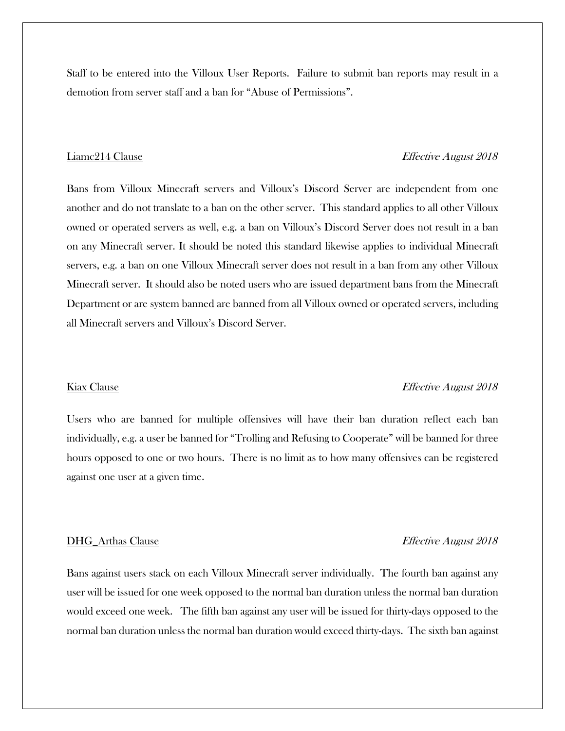Staff to be entered into the Villoux User Reports. Failure to submit ban reports may result in a demotion from server staff and a ban for "Abuse of Permissions".

<u>Liamc214 Clause</u> *Effective August 2018*

Bans from Villoux Minecraft servers and Villoux's Discord Server are independent from one another and do not translate to a ban on the other server. This standard applies to all other Villoux owned or operated servers as well, e.g. a ban on Villoux's Discord Server does not result in a ban on any Minecraft server. It should be noted this standard likewise applies to individual Minecraft servers, e.g. a ban on one Villoux Minecraft server does not result in a ban from any other Villoux Minecraft server. It should also be noted users who are issued department bans from the Minecraft Department or are system banned are banned from all Villoux owned or operated servers, including all Minecraft servers and Villoux's Discord Server.

<u>Kiax Clause</u> *Effective August 2018*

Users who are banned for multiple offensives will have their ban duration reflect each ban individually, e.g. a user be banned for "Trolling and Refusing to Cooperate" will be banned for three hours opposed to one or two hours. There is no limit as to how many offensives can be registered against one user at a given time.

<u>DHG_Arthas Clause</u> *Effective August 2018*

Bans against users stack on each Villoux Minecraft server individually. The fourth ban against any user will be issued for one week opposed to the normal ban duration unless the normal ban duration would exceed one week. The fifth ban against any user will be issued for thirty-days opposed to the normal ban duration unless the normal ban duration would exceed thirty-days. The sixth ban against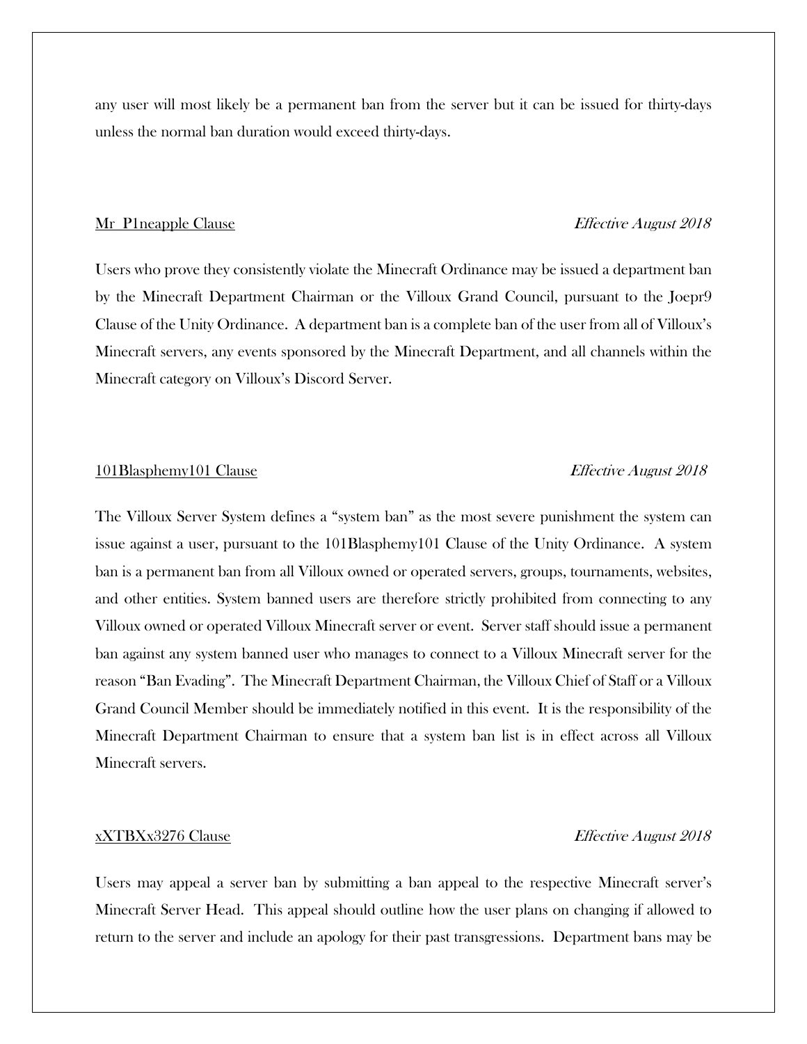any user will most likely be a permanent ban from the server but it can be issued for thirty-days unless the normal ban duration would exceed thirty-days.

### Mr_P1neapple Clause *Effective August 2018*

Users who prove they consistently violate the Minecraft Ordinance may be issued a department ban by the Minecraft Department Chairman or the Villoux Grand Council, pursuant to the Joepr9 Clause of the Unity Ordinance. A department ban is a complete ban of the user from all of Villoux's Minecraft servers, any events sponsored by the Minecraft Department, and all channels within the Minecraft category on Villoux's Discord Server.

### 101Blasphemy101 Clause *Effective August 2018*

The Villoux Server System defines a "system ban" as the most severe punishment the system can issue against a user, pursuant to the 101Blasphemy101 Clause of the Unity Ordinance. A system ban is a permanent ban from all Villoux owned or operated servers, groups, tournaments, websites, and other entities. System banned users are therefore strictly prohibited from connecting to any Villoux owned or operated Villoux Minecraft server or event. Server staff should issue a permanent ban against any system banned user who manages to connect to a Villoux Minecraft server for the reason "Ban Evading". The Minecraft Department Chairman, the Villoux Chief of Staff or a Villoux Grand Council Member should be immediately notified in this event. It is the responsibility of the Minecraft Department Chairman to ensure that a system ban list is in effect across all Villoux Minecraft servers.

### xXTBXx3276 Clause *Effective August 2018*

Users may appeal a server ban by submitting a ban appeal to the respective Minecraft server's Minecraft Server Head. This appeal should outline how the user plans on changing if allowed to return to the server and include an apology for their past transgressions. Department bans may be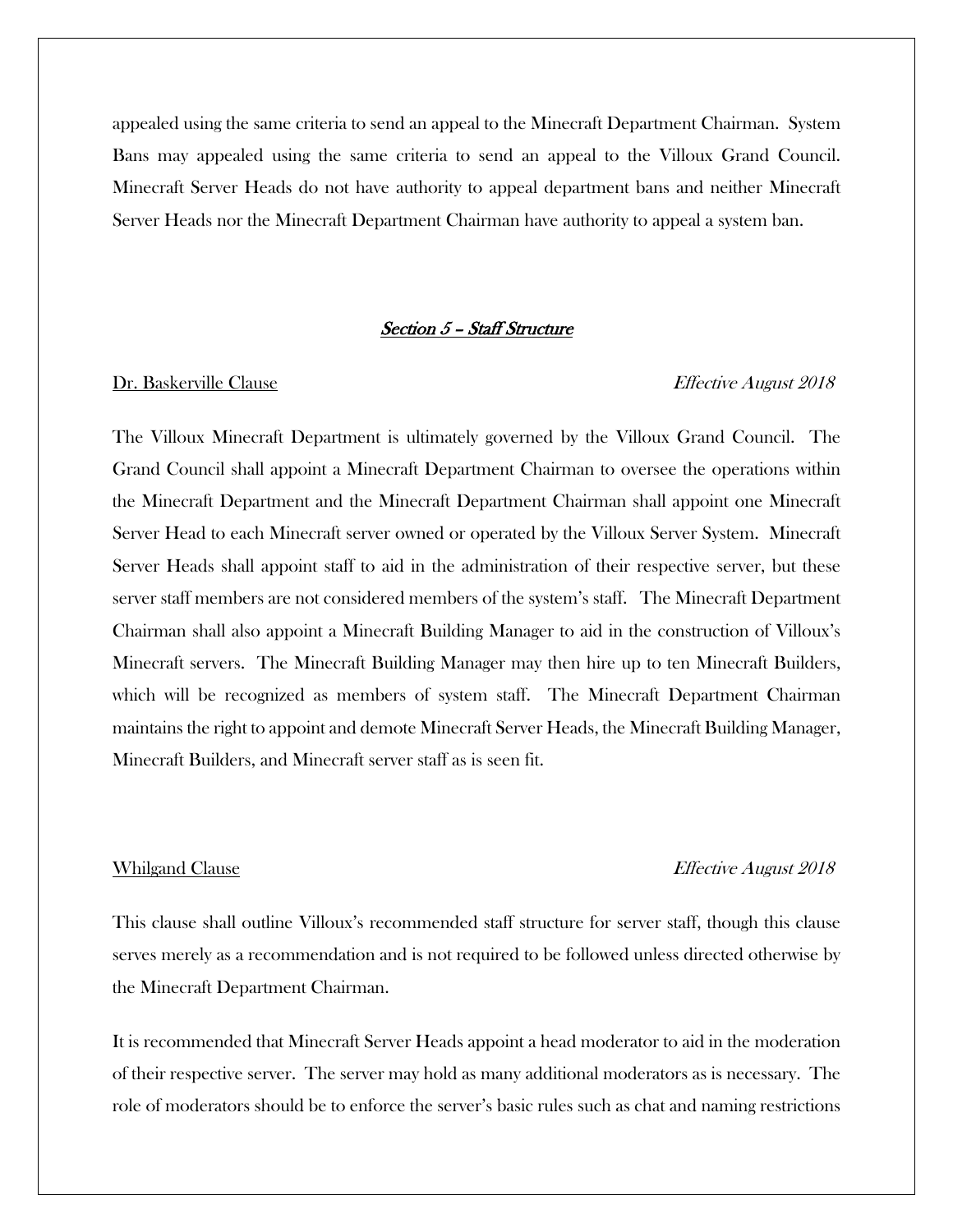appealed using the same criteria to send an appeal to the Minecraft Department Chairman. System Bans may appealed using the same criteria to send an appeal to the Villoux Grand Council. Minecraft Server Heads do not have authority to appeal department bans and neither Minecraft Server Heads nor the Minecraft Department Chairman have authority to appeal a system ban.

## *Section 5 – Staff Structure*

Dr. Baskerville Clause *Effective August 2018*

The Villoux Minecraft Department is ultimately governed by the Villoux Grand Council. The Grand Council shall appoint a Minecraft Department Chairman to oversee the operations within the Minecraft Department and the Minecraft Department Chairman shall appoint one Minecraft Server Head to each Minecraft server owned or operated by the Villoux Server System. Minecraft Server Heads shall appoint staff to aid in the administration of their respective server, but these server staff members are not considered members of the system's staff. The Minecraft Department Chairman shall also appoint a Minecraft Building Manager to aid in the construction of Villoux's Minecraft servers. The Minecraft Building Manager may then hire up to ten Minecraft Builders, which will be recognized as members of system staff. The Minecraft Department Chairman maintains the right to appoint and demote Minecraft Server Heads, the Minecraft Building Manager, Minecraft Builders, and Minecraft server staff as is seen fit.

Whilgand Clause *Effective August 2018*

This clause shall outline Villoux's recommended staff structure for server staff, though this clause serves merely as a recommendation and is not required to be followed unless directed otherwise by the Minecraft Department Chairman.

It is recommended that Minecraft Server Heads appoint a head moderator to aid in the moderation of their respective server. The server may hold as many additional moderators as is necessary. The role of moderators should be to enforce the server's basic rules such as chat and naming restrictions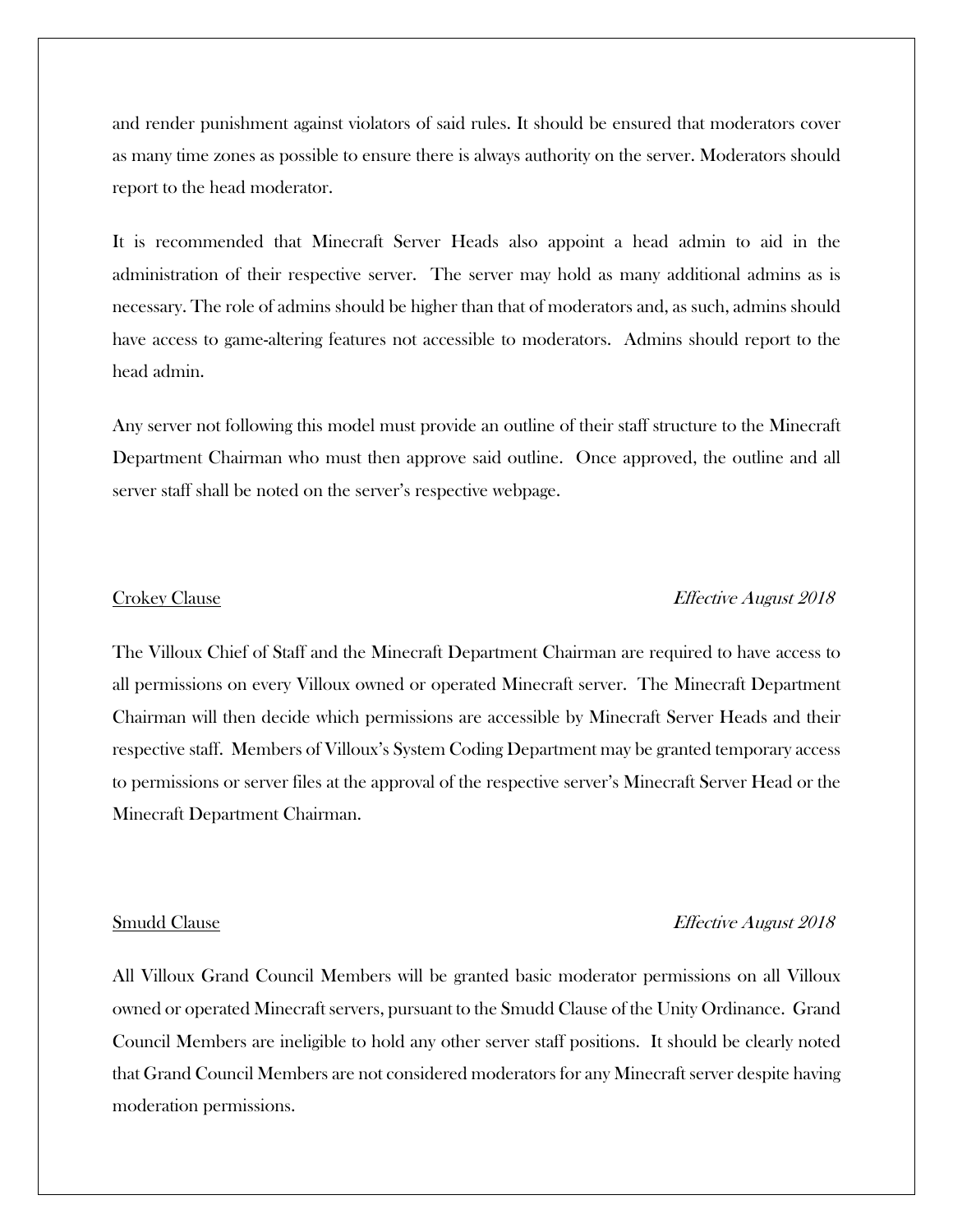and render punishment against violators of said rules. It should be ensured that moderators cover as many time zones as possible to ensure there is always authority on the server. Moderators should report to the head moderator.

It is recommended that Minecraft Server Heads also appoint a head admin to aid in the administration of their respective server. The server may hold as many additional admins as is necessary. The role of admins should be higher than that of moderators and, as such, admins should have access to game-altering features not accessible to moderators. Admins should report to the head admin.

Any server not following this model must provide an outline of their staff structure to the Minecraft Department Chairman who must then approve said outline. Once approved, the outline and all server staff shall be noted on the server's respective webpage.

<u>Crokey Clause</u> *Effective August 2018*

The Villoux Chief of Staff and the Minecraft Department Chairman are required to have access to all permissions on every Villoux owned or operated Minecraft server. The Minecraft Department Chairman will then decide which permissions are accessible by Minecraft Server Heads and their respective staff. Members of Villoux's System Coding Department may be granted temporary access to permissions or server files at the approval of the respective server's Minecraft Server Head or the Minecraft Department Chairman.

<u>Smudd Clause</u> *Effective August 2018*

All Villoux Grand Council Members will be granted basic moderator permissions on all Villoux owned or operated Minecraft servers, pursuant to the Smudd Clause of the Unity Ordinance. Grand Council Members are ineligible to hold any other server staff positions. It should be clearly noted that Grand Council Members are not considered moderators for any Minecraft server despite having moderation permissions.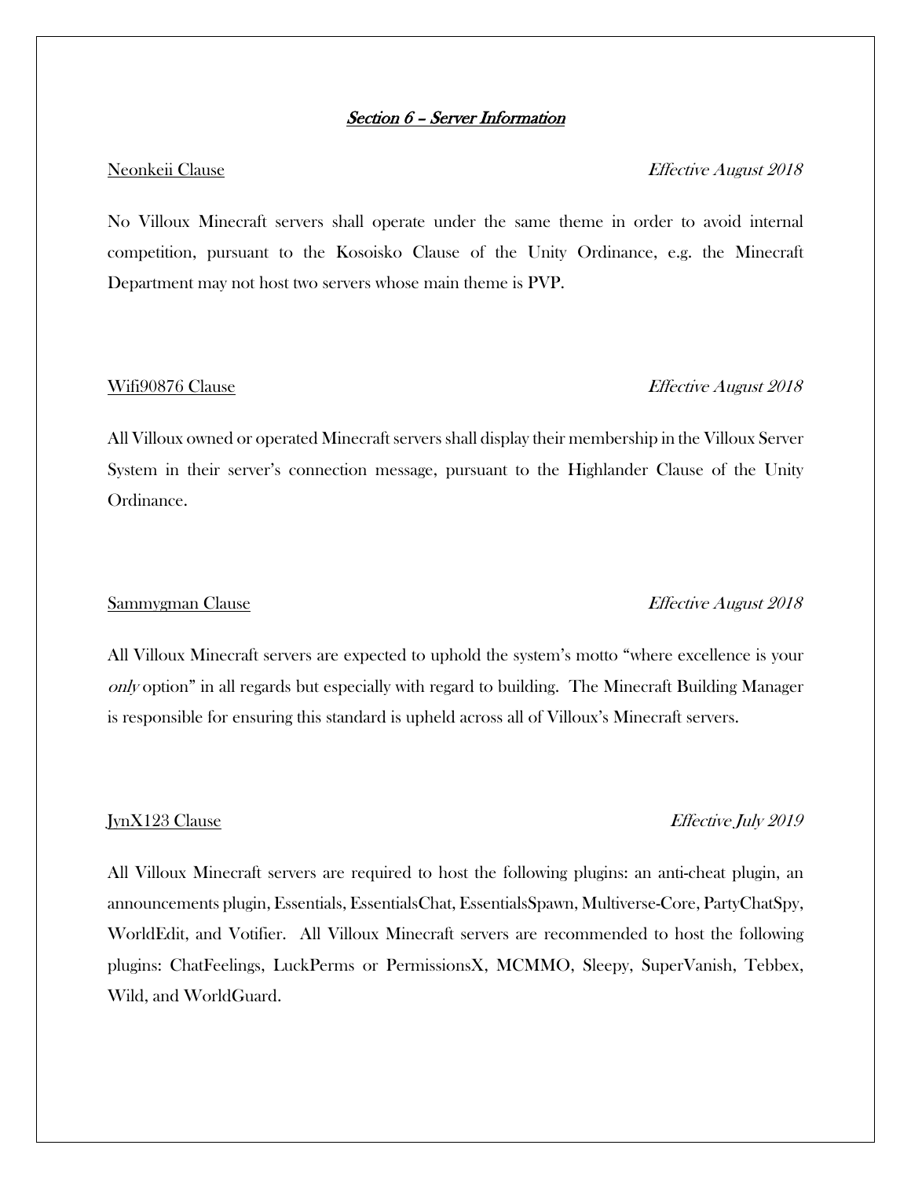## *Section 6 – Server Information*

Neonkeii Clause *Effective August 2018*

No Villoux Minecraft servers shall operate under the same theme in order to avoid internal competition, pursuant to the Kosoisko Clause of the Unity Ordinance, e.g. the Minecraft Department may not host two servers whose main theme is PVP.

Wifi90876 Clause *Effective August 2018*

All Villoux owned or operated Minecraft servers shall display their membership in the Villoux Server System in their server's connection message, pursuant to the Highlander Clause of the Unity Ordinance.

Sammygman Clause *Effective August 2018*

All Villoux Minecraft servers are expected to uphold the system's motto "where excellence is your *only* option" in all regards but especially with regard to building. The Minecraft Building Manager is responsible for ensuring this standard is upheld across all of Villoux's Minecraft servers.

JynX123 Clause *Effective July 2019*

All Villoux Minecraft servers are required to host the following plugins: an anti-cheat plugin, an announcements plugin, Essentials, EssentialsChat, EssentialsSpawn, Multiverse-Core, PartyChatSpy, WorldEdit, and Votifier. All Villoux Minecraft servers are recommended to host the following plugins: ChatFeelings, LuckPerms or PermissionsX, MCMMO, Sleepy, SuperVanish, Tebbex, Wild, and WorldGuard.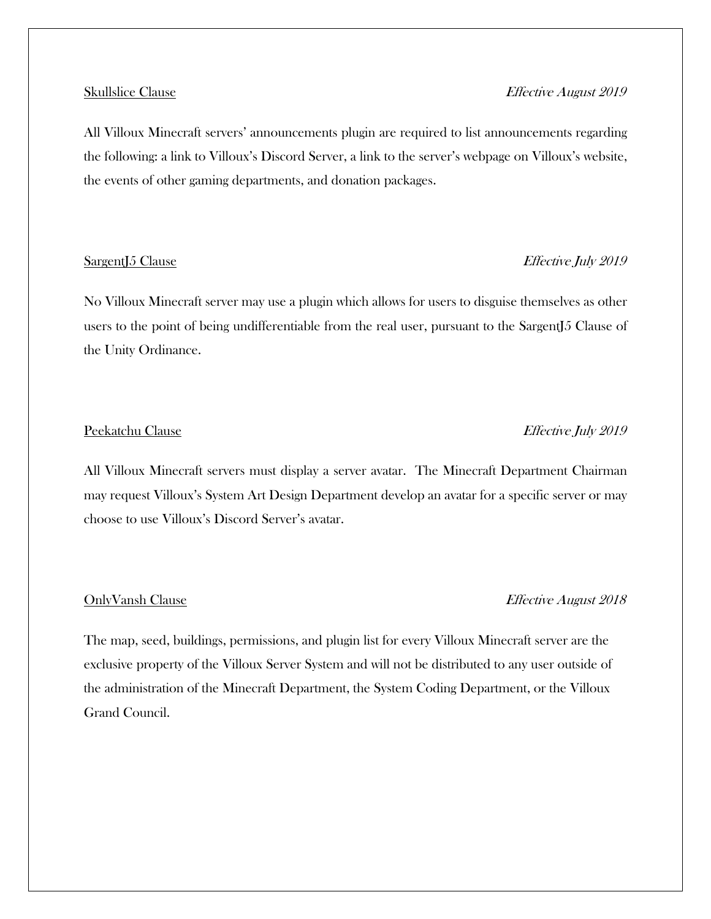<u>Skullslice Clause</u> *Effective August 2019*

All Villoux Minecraft servers' announcements plugin are required to list announcements regarding the following: a link to Villoux's Discord Server, a link to the server's webpage on Villoux's website, the events of other gaming departments, and donation packages.

<u>SargentJ5 Clause</u> *Effective July 2019*

No Villoux Minecraft server may use a plugin which allows for users to disguise themselves as other users to the point of being undifferentiable from the real user, pursuant to the SargentJ5 Clause of the Unity Ordinance.

<u>Peekatchu Clause</u> *Effective July 2019*

All Villoux Minecraft servers must display a server avatar. The Minecraft Department Chairman may request Villoux's System Art Design Department develop an avatar for a specific server or may choose to use Villoux's Discord Server's avatar.

<u>OnlyVansh Clause</u> *Effective August 2018*

The map, seed, buildings, permissions, and plugin list for every Villoux Minecraft server are the exclusive property of the Villoux Server System and will not be distributed to any user outside of the administration of the Minecraft Department, the System Coding Department, or the Villoux Grand Council.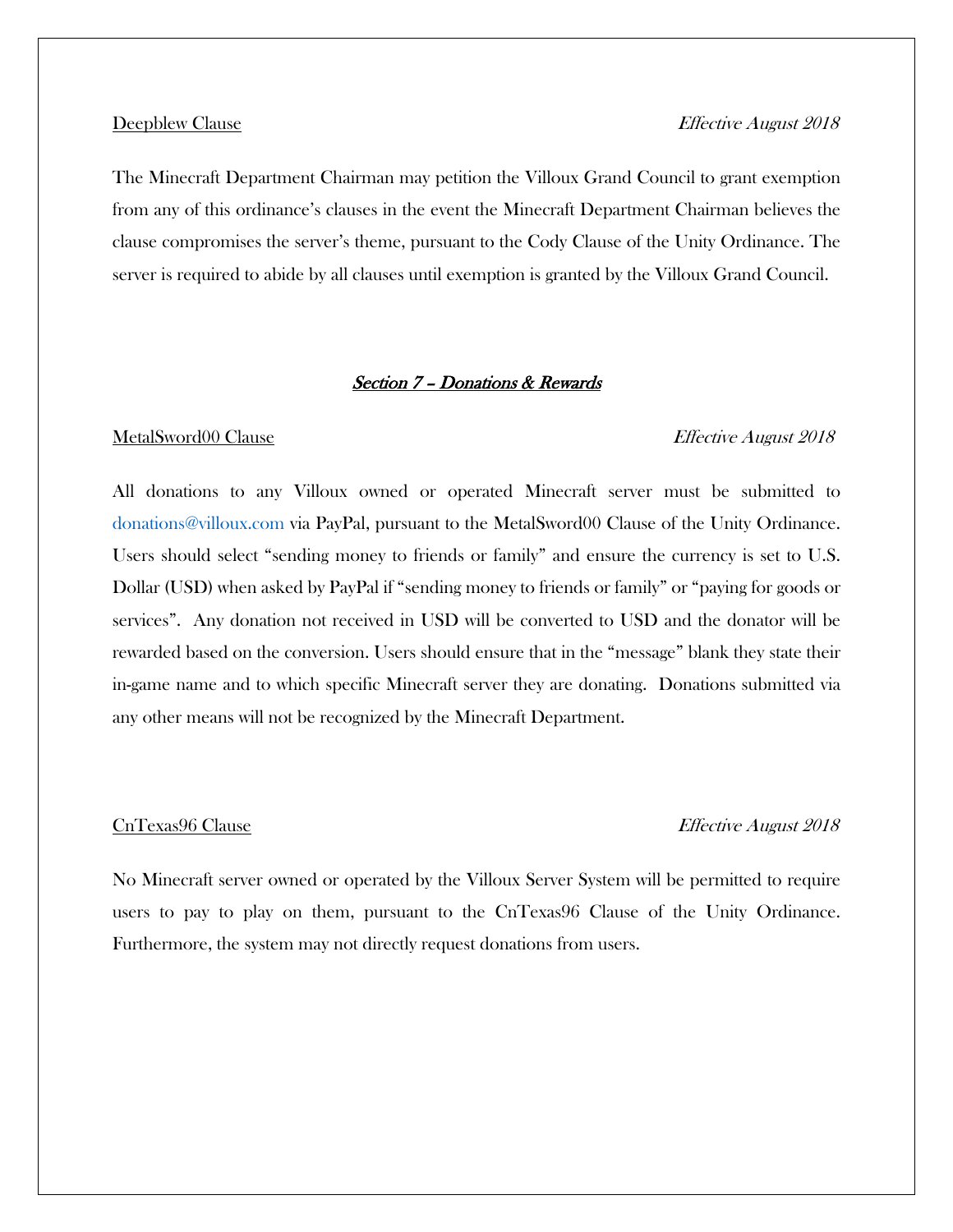<u>Deepblew Clause</u> *Effective August 2018*

The Minecraft Department Chairman may petition the Villoux Grand Council to grant exemption from any of this ordinance's clauses in the event the Minecraft Department Chairman believes the clause compromises the server's theme, pursuant to the Cody Clause of the Unity Ordinance. The server is required to abide by all clauses until exemption is granted by the Villoux Grand Council.

## *Section 7 – Donations & Rewards*

<u>MetalSword00 Clause</u> *Effective August 2018*

All donations to any Villoux owned or operated Minecraft server must be submitted to donations@villoux.com via PayPal, pursuant to the MetalSword00 Clause of the Unity Ordinance. Users should select "sending money to friends or family" and ensure the currency is set to U.S. Dollar (USD) when asked by PayPal if "sending money to friends or family" or "paying for goods or services". Any donation not received in USD will be converted to USD and the donator will be rewarded based on the conversion. Users should ensure that in the "message" blank they state their in-game name and to which specific Minecraft server they are donating. Donations submitted via any other means will not be recognized by the Minecraft Department.

<u>CnTexas96 Clause</u> *Effective August 2018*

No Minecraft server owned or operated by the Villoux Server System will be permitted to require users to pay to play on them, pursuant to the CnTexas96 Clause of the Unity Ordinance. Furthermore, the system may not directly request donations from users.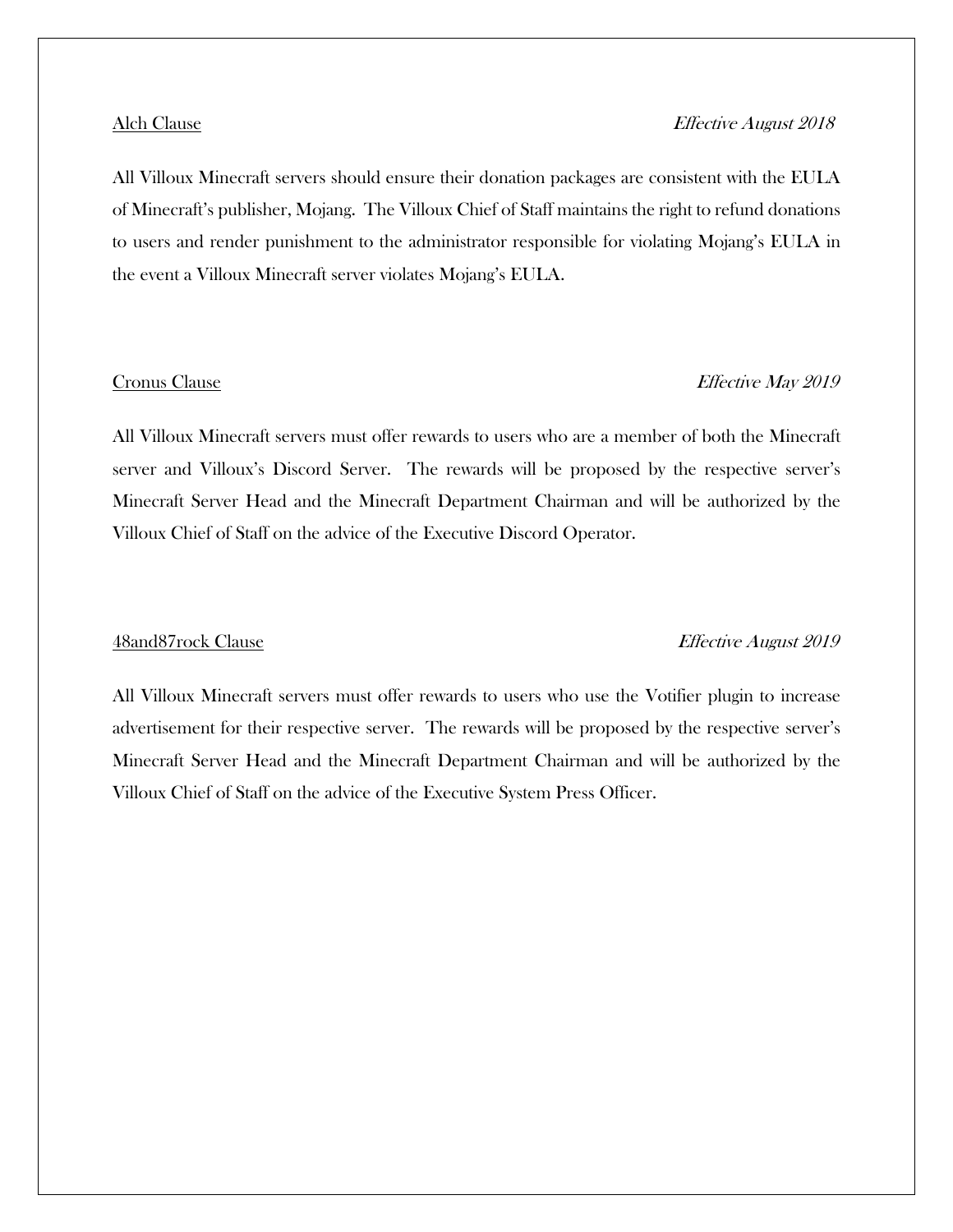<u>Alch Clause</u> *Effective August 2018*

All Villoux Minecraft servers should ensure their donation packages are consistent with the EULA of Minecraft's publisher, Mojang. The Villoux Chief of Staff maintains the right to refund donations to users and render punishment to the administrator responsible for violating Mojang's EULA in the event a Villoux Minecraft server violates Mojang's EULA.

<u>Cronus Clause</u> *Effective May 2019*

All Villoux Minecraft servers must offer rewards to users who are a member of both the Minecraft server and Villoux's Discord Server. The rewards will be proposed by the respective server's Minecraft Server Head and the Minecraft Department Chairman and will be authorized by the Villoux Chief of Staff on the advice of the Executive Discord Operator.

<u>48and87rock Clause</u> *Effective August 2019*

All Villoux Minecraft servers must offer rewards to users who use the Votifier plugin to increase advertisement for their respective server. The rewards will be proposed by the respective server's Minecraft Server Head and the Minecraft Department Chairman and will be authorized by the Villoux Chief of Staff on the advice of the Executive System Press Officer.